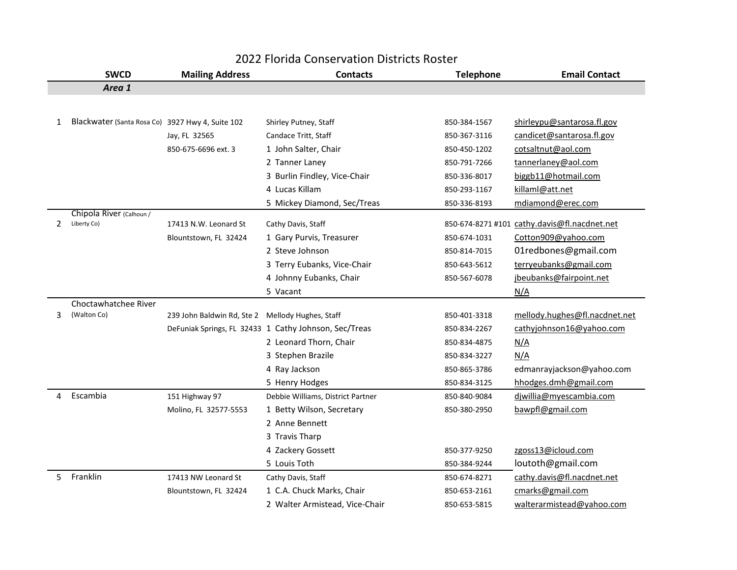# 2022 Florida Conservation Districts Roster

| | SWCD | Mailing Address | Contacts | Telephone | Email Contact |
|---|---|---|---|---|---|
| | ***Area 1*** | | | | |
| 1 | Blackwater (Santa Rosa Co) | 3927 Hwy 4, Suite 102 | Shirley Putney, Staff | 850-384-1567 | shirleypu@santarosa.fl.gov |
| | | Jay, FL 32565 | Candace Tritt, Staff | 850-367-3116 | candicet@santarosa.fl.gov |
| | | 850-675-6696 ext. 3 | 1 John Salter, Chair | 850-450-1202 | cotsaltnut@aol.com |
| | | | 2 Tanner Laney | 850-791-7266 | tannerlaney@aol.com |
| | | | 3 Burlin Findley, Vice-Chair | 850-336-8017 | biggb11@hotmail.com |
| | | | 4 Lucas Killam | 850-293-1167 | killaml@att.net |
| | | | 5 Mickey Diamond, Sec/Treas | 850-336-8193 | mdiamond@erec.com |
| 2 | Chipola River (Calhoun / Liberty Co) | 17413 N.W. Leonard St | Cathy Davis, Staff | 850-674-8271 #101 | cathy.davis@fl.nacdnet.net |
| | | Blountstown, FL 32424 | 1 Gary Purvis, Treasurer | 850-674-1031 | Cotton909@yahoo.com |
| | | | 2 Steve Johnson | 850-814-7015 | 01redbones@gmail.com |
| | | | 3 Terry Eubanks, Vice-Chair | 850-643-5612 | terryeubanks@gmail.com |
| | | | 4 Johnny Eubanks, Chair | 850-567-6078 | jbeubanks@fairpoint.net |
| | | | 5 Vacant | | N/A |
| 3 | Choctawhatchee River (Walton Co) | 239 John Baldwin Rd, Ste 2 | Mellody Hughes, Staff | 850-401-3318 | mellody.hughes@fl.nacdnet.net |
| | | DeFuniak Springs, FL 32433 | 1 Cathy Johnson, Sec/Treas | 850-834-2267 | cathyjohnson16@yahoo.com |
| | | | 2 Leonard Thorn, Chair | 850-834-4875 | N/A |
| | | | 3 Stephen Brazile | 850-834-3227 | N/A |
| | | | 4 Ray Jackson | 850-865-3786 | edmanrayjackson@yahoo.com |
| | | | 5 Henry Hodges | 850-834-3125 | hhodges.dmh@gmail.com |
| 4 | Escambia | 151 Highway 97 | Debbie Williams, District Partner | 850-840-9084 | djwillia@myescambia.com |
| | | Molino, FL 32577-5553 | 1 Betty Wilson, Secretary | 850-380-2950 | bawpfl@gmail.com |
| | | | 2 Anne Bennett | | |
| | | | 3 Travis Tharp | | |
| | | | 4 Zackery Gossett | 850-377-9250 | zgoss13@icloud.com |
| | | | 5 Louis Toth | 850-384-9244 | loutoth@gmail.com |
| 5 | Franklin | 17413 NW Leonard St | Cathy Davis, Staff | 850-674-8271 | cathy.davis@fl.nacdnet.net |
| | | Blountstown, FL 32424 | 1 C.A. Chuck Marks, Chair | 850-653-2161 | cmarks@gmail.com |
| | | | 2 Walter Armistead, Vice-Chair | 850-653-5815 | walterarmistead@yahoo.com |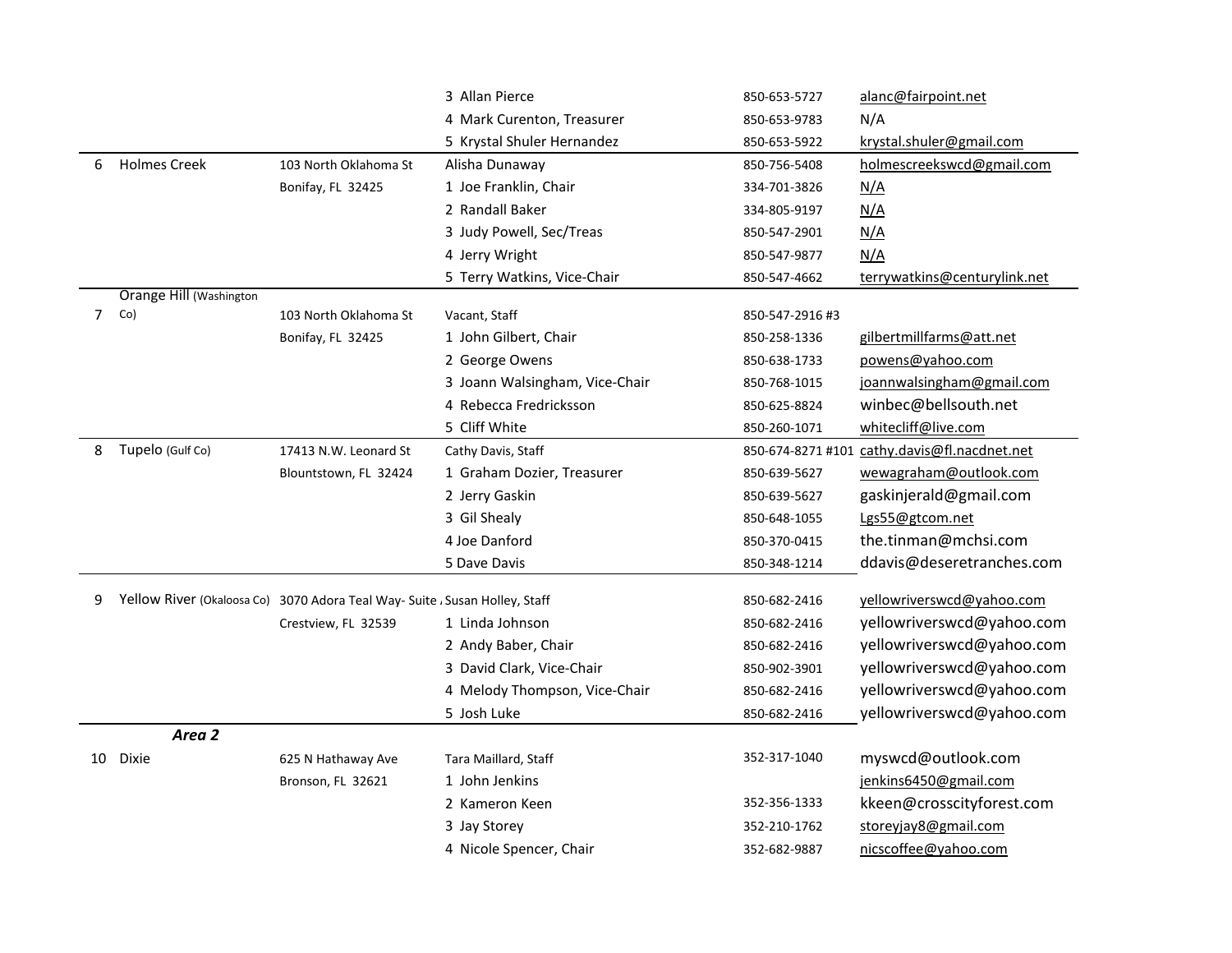| | | | | | |
|---|---|---|---|---|---|
| | | | 3 Allan Pierce | 850-653-5727 | alanc@fairpoint.net |
| | | | 4 Mark Curenton, Treasurer | 850-653-9783 | N/A |
| | | | 5 Krystal Shuler Hernandez | 850-653-5922 | krystal.shuler@gmail.com |
| 6 | Holmes Creek | 103 North Oklahoma St | Alisha Dunaway | 850-756-5408 | holmescreekswcd@gmail.com |
| | | Bonifay, FL 32425 | 1 Joe Franklin, Chair | 334-701-3826 | N/A |
| | | | 2 Randall Baker | 334-805-9197 | N/A |
| | | | 3 Judy Powell, Sec/Treas | 850-547-2901 | N/A |
| | | | 4 Jerry Wright | 850-547-9877 | N/A |
| | | | 5 Terry Watkins, Vice-Chair | 850-547-4662 | terrywatkins@centurylink.net |
| 7 | Orange Hill (Washington Co) | 103 North Oklahoma St | Vacant, Staff | 850-547-2916 #3 | |
| | | Bonifay, FL 32425 | 1 John Gilbert, Chair | 850-258-1336 | gilbertmillfarms@att.net |
| | | | 2 George Owens | 850-638-1733 | powens@yahoo.com |
| | | | 3 Joann Walsingham, Vice-Chair | 850-768-1015 | joannwalsingham@gmail.com |
| | | | 4 Rebecca Fredricksson | 850-625-8824 | winbec@bellsouth.net |
| | | | 5 Cliff White | 850-260-1071 | whitecliff@live.com |
| 8 | Tupelo (Gulf Co) | 17413 N.W. Leonard St | Cathy Davis, Staff | 850-674-8271 #101 | cathy.davis@fl.nacdnet.net |
| | | Blountstown, FL 32424 | 1 Graham Dozier, Treasurer | 850-639-5627 | wewagraham@outlook.com |
| | | | 2 Jerry Gaskin | 850-639-5627 | gaskinjerald@gmail.com |
| | | | 3 Gil Shealy | 850-648-1055 | Lgs55@gtcom.net |
| | | | 4 Joe Danford | 850-370-0415 | the.tinman@mchsi.com |
| | | | 5 Dave Davis | 850-348-1214 | ddavis@deseretranches.com |
| 9 | Yellow River (Okaloosa Co) | 3070 Adora Teal Way- Suite | Susan Holley, Staff | 850-682-2416 | yellowriverswcd@yahoo.com |
| | | Crestview, FL 32539 | 1 Linda Johnson | 850-682-2416 | yellowriverswcd@yahoo.com |
| | | | 2 Andy Baber, Chair | 850-682-2416 | yellowriverswcd@yahoo.com |
| | | | 3 David Clark, Vice-Chair | 850-902-3901 | yellowriverswcd@yahoo.com |
| | | | 4 Melody Thompson, Vice-Chair | 850-682-2416 | yellowriverswcd@yahoo.com |
| | | | 5 Josh Luke | 850-682-2416 | yellowriverswcd@yahoo.com |
| | ***Area 2*** | | | | |
| 10 | Dixie | 625 N Hathaway Ave | Tara Maillard, Staff | 352-317-1040 | myswcd@outlook.com |
| | | Bronson, FL 32621 | 1 John Jenkins | | jenkins6450@gmail.com |
| | | | 2 Kameron Keen | 352-356-1333 | kkeen@crosscityforest.com |
| | | | 3 Jay Storey | 352-210-1762 | storeyjay8@gmail.com |
| | | | 4 Nicole Spencer, Chair | 352-682-9887 | nicscoffee@yahoo.com |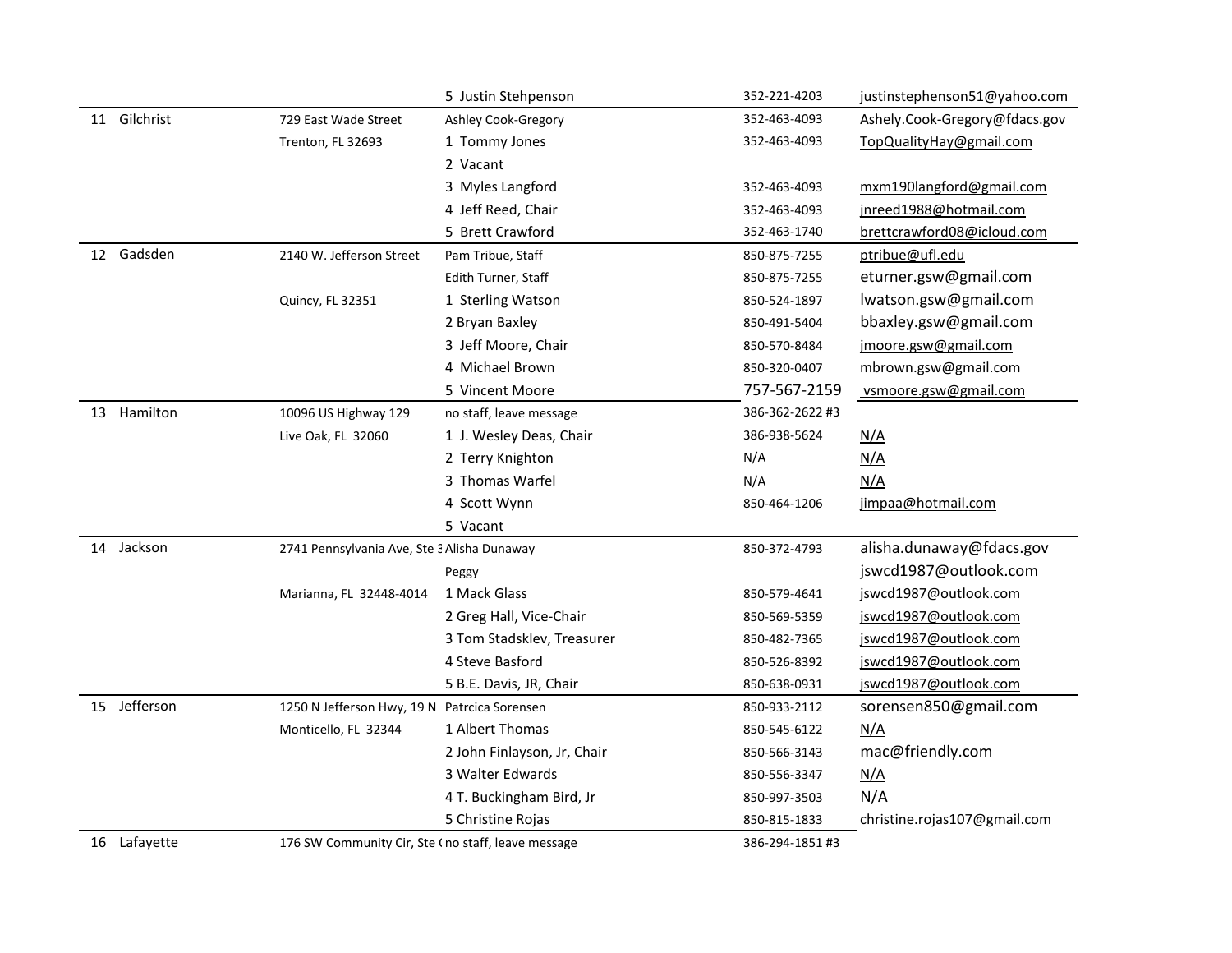| | | | | |
|---|---|---|---|---|
| | | 5 Justin Stehpenson | 352-221-4203 | justinstephenson51@yahoo.com |
| 11 Gilchrist | 729 East Wade Street | Ashley Cook-Gregory | 352-463-4093 | Ashely.Cook-Gregory@fdacs.gov |
| | Trenton, FL 32693 | 1 Tommy Jones | 352-463-4093 | TopQualityHay@gmail.com |
| | | 2 Vacant | | |
| | | 3 Myles Langford | 352-463-4093 | mxm190langford@gmail.com |
| | | 4 Jeff Reed, Chair | 352-463-4093 | jnreed1988@hotmail.com |
| | | 5 Brett Crawford | 352-463-1740 | brettcrawford08@icloud.com |
| 12 Gadsden | 2140 W. Jefferson Street | Pam Tribue, Staff | 850-875-7255 | ptribue@ufl.edu |
| | | Edith Turner, Staff | 850-875-7255 | eturner.gsw@gmail.com |
| | Quincy, FL 32351 | 1 Sterling Watson | 850-524-1897 | lwatson.gsw@gmail.com |
| | | 2 Bryan Baxley | 850-491-5404 | bbaxley.gsw@gmail.com |
| | | 3 Jeff Moore, Chair | 850-570-8484 | jmoore.gsw@gmail.com |
| | | 4 Michael Brown | 850-320-0407 | mbrown.gsw@gmail.com |
| | | 5 Vincent Moore | 757-567-2159 | vsmoore.gsw@gmail.com |
| 13 Hamilton | 10096 US Highway 129 | no staff, leave message | 386-362-2622 #3 | |
| | Live Oak, FL 32060 | 1 J. Wesley Deas, Chair | 386-938-5624 | N/A |
| | | 2 Terry Knighton | N/A | N/A |
| | | 3 Thomas Warfel | N/A | N/A |
| | | 4 Scott Wynn | 850-464-1206 | jimpaa@hotmail.com |
| | | 5 Vacant | | |
| 14 Jackson | 2741 Pennsylvania Ave, Ste 3 | Alisha Dunaway | 850-372-4793 | alisha.dunaway@fdacs.gov |
| | | Peggy | | jswcd1987@outlook.com |
| | Marianna, FL 32448-4014 | 1 Mack Glass | 850-579-4641 | jswcd1987@outlook.com |
| | | 2 Greg Hall, Vice-Chair | 850-569-5359 | jswcd1987@outlook.com |
| | | 3 Tom Stadsklev, Treasurer | 850-482-7365 | jswcd1987@outlook.com |
| | | 4 Steve Basford | 850-526-8392 | jswcd1987@outlook.com |
| | | 5 B.E. Davis, JR, Chair | 850-638-0931 | jswcd1987@outlook.com |
| 15 Jefferson | 1250 N Jefferson Hwy, 19 N | Patrcica Sorensen | 850-933-2112 | sorensen850@gmail.com |
| | Monticello, FL 32344 | 1 Albert Thomas | 850-545-6122 | N/A |
| | | 2 John Finlayson, Jr, Chair | 850-566-3143 | mac@friendly.com |
| | | 3 Walter Edwards | 850-556-3347 | N/A |
| | | 4 T. Buckingham Bird, Jr | 850-997-3503 | N/A |
| | | 5 Christine Rojas | 850-815-1833 | christine.rojas107@gmail.com |
| 16 Lafayette | 176 SW Community Cir, Ste ( | no staff, leave message | 386-294-1851 #3 | |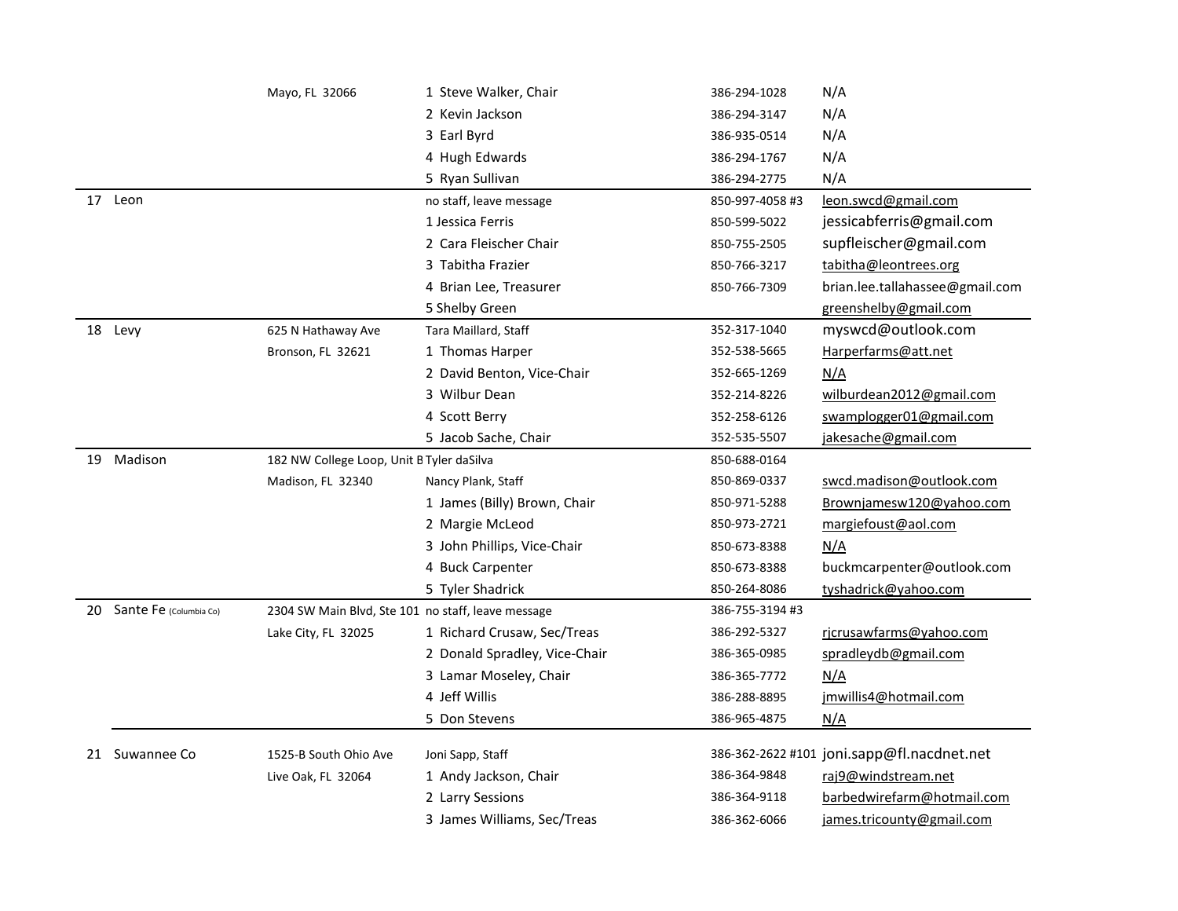| | | | | | |
|---|---|---|---|---|---|
| | | Mayo, FL 32066 | 1 Steve Walker, Chair | 386-294-1028 | N/A |
| | | | 2 Kevin Jackson | 386-294-3147 | N/A |
| | | | 3 Earl Byrd | 386-935-0514 | N/A |
| | | | 4 Hugh Edwards | 386-294-1767 | N/A |
| | | | 5 Ryan Sullivan | 386-294-2775 | N/A |
| 17 | Leon | | no staff, leave message | 850-997-4058 #3 | leon.swcd@gmail.com |
| | | | 1 Jessica Ferris | 850-599-5022 | jessicabferris@gmail.com |
| | | | 2 Cara Fleischer Chair | 850-755-2505 | supfleischer@gmail.com |
| | | | 3 Tabitha Frazier | 850-766-3217 | tabitha@leontrees.org |
| | | | 4 Brian Lee, Treasurer | 850-766-7309 | brian.lee.tallahassee@gmail.com |
| | | | 5 Shelby Green | | greenshelby@gmail.com |
| 18 | Levy | 625 N Hathaway Ave | Tara Maillard, Staff | 352-317-1040 | myswcd@outlook.com |
| | | Bronson, FL 32621 | 1 Thomas Harper | 352-538-5665 | Harperfarms@att.net |
| | | | 2 David Benton, Vice-Chair | 352-665-1269 | N/A |
| | | | 3 Wilbur Dean | 352-214-8226 | wilburdean2012@gmail.com |
| | | | 4 Scott Berry | 352-258-6126 | swamplogger01@gmail.com |
| | | | 5 Jacob Sache, Chair | 352-535-5507 | jakesache@gmail.com |
| 19 | Madison | 182 NW College Loop, Unit B | Tyler daSilva | 850-688-0164 | |
| | | Madison, FL 32340 | Nancy Plank, Staff | 850-869-0337 | swcd.madison@outlook.com |
| | | | 1 James (Billy) Brown, Chair | 850-971-5288 | Brownjamesw120@yahoo.com |
| | | | 2 Margie McLeod | 850-973-2721 | margiefoust@aol.com |
| | | | 3 John Phillips, Vice-Chair | 850-673-8388 | N/A |
| | | | 4 Buck Carpenter | 850-673-8388 | buckmcarpenter@outlook.com |
| | | | 5 Tyler Shadrick | 850-264-8086 | tyshadrick@yahoo.com |
| 20 | Sante Fe (Columbia Co) | 2304 SW Main Blvd, Ste 101 | no staff, leave message | 386-755-3194 #3 | |
| | | Lake City, FL 32025 | 1 Richard Crusaw, Sec/Treas | 386-292-5327 | rjcrusawfarms@yahoo.com |
| | | | 2 Donald Spradley, Vice-Chair | 386-365-0985 | spradleydb@gmail.com |
| | | | 3 Lamar Moseley, Chair | 386-365-7772 | N/A |
| | | | 4 Jeff Willis | 386-288-8895 | jmwillis4@hotmail.com |
| | | | 5 Don Stevens | 386-965-4875 | N/A |
| 21 | Suwannee Co | 1525-B South Ohio Ave | Joni Sapp, Staff | 386-362-2622 #101 | joni.sapp@fl.nacdnet.net |
| | | Live Oak, FL 32064 | 1 Andy Jackson, Chair | 386-364-9848 | raj9@windstream.net |
| | | | 2 Larry Sessions | 386-364-9118 | barbedwirefarm@hotmail.com |
| | | | 3 James Williams, Sec/Treas | 386-362-6066 | james.tricounty@gmail.com |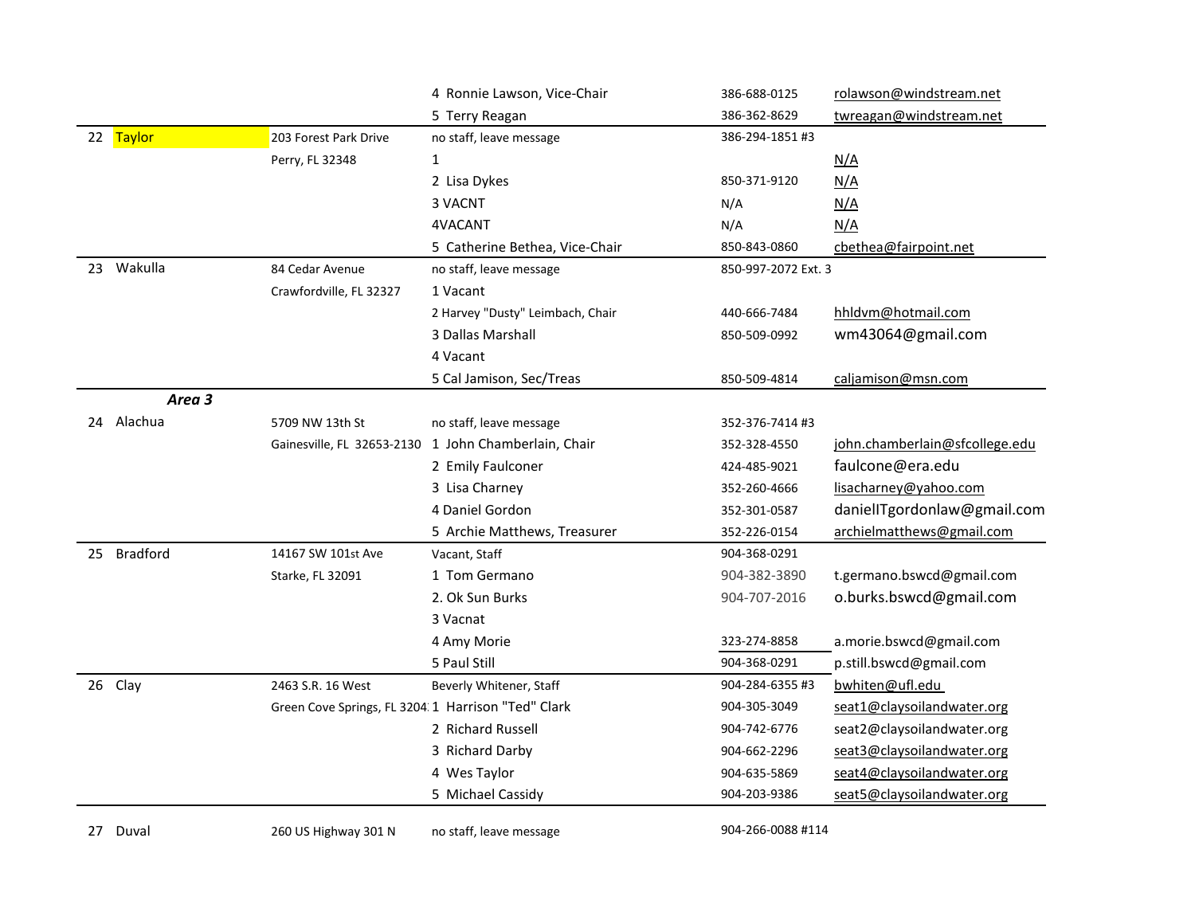| | | | | | |
|---|---|---|---|---|---|
| | | | 4 Ronnie Lawson, Vice-Chair | 386-688-0125 | rolawson@windstream.net |
| | | | 5 Terry Reagan | 386-362-8629 | twreagan@windstream.net |
| 22 | Taylor | 203 Forest Park Drive | no staff, leave message | 386-294-1851 #3 | |
| | | Perry, FL 32348 | 1 | | N/A |
| | | | 2 Lisa Dykes | 850-371-9120 | N/A |
| | | | 3 VACNT | N/A | N/A |
| | | | 4VACANT | N/A | N/A |
| | | | 5 Catherine Bethea, Vice-Chair | 850-843-0860 | cbethea@fairpoint.net |
| 23 | Wakulla | 84 Cedar Avenue | no staff, leave message | 850-997-2072 Ext. 3 | |
| | | Crawfordville, FL 32327 | 1 Vacant | | |
| | | | 2 Harvey "Dusty" Leimbach, Chair | 440-666-7484 | hhldvm@hotmail.com |
| | | | 3 Dallas Marshall | 850-509-0992 | wm43064@gmail.com |
| | | | 4 Vacant | | |
| | | | 5 Cal Jamison, Sec/Treas | 850-509-4814 | caljamison@msn.com |
| | ***Area 3*** | | | | |
| 24 | Alachua | 5709 NW 13th St | no staff, leave message | 352-376-7414 #3 | |
| | | Gainesville, FL 32653-2130 | 1 John Chamberlain, Chair | 352-328-4550 | john.chamberlain@sfcollege.edu |
| | | | 2 Emily Faulconer | 424-485-9021 | faulcone@era.edu |
| | | | 3 Lisa Charney | 352-260-4666 | lisacharney@yahoo.com |
| | | | 4 Daniel Gordon | 352-301-0587 | daniellTgordonlaw@gmail.com |
| | | | 5 Archie Matthews, Treasurer | 352-226-0154 | archielmatthews@gmail.com |
| 25 | Bradford | 14167 SW 101st Ave | Vacant, Staff | 904-368-0291 | |
| | | Starke, FL 32091 | 1 Tom Germano | 904-382-3890 | t.germano.bswcd@gmail.com |
| | | | 2. Ok Sun Burks | 904-707-2016 | o.burks.bswcd@gmail.com |
| | | | 3 Vacnat | | |
| | | | 4 Amy Morie | 323-274-8858 | a.morie.bswcd@gmail.com |
| | | | 5 Paul Still | 904-368-0291 | p.still.bswcd@gmail.com |
| 26 | Clay | 2463 S.R. 16 West | Beverly Whitener, Staff | 904-284-6355 #3 | bwhiten@ufl.edu |
| | | Green Cove Springs, FL 3204 | 1 Harrison "Ted" Clark | 904-305-3049 | seat1@claysoilandwater.org |
| | | | 2 Richard Russell | 904-742-6776 | seat2@claysoilandwater.org |
| | | | 3 Richard Darby | 904-662-2296 | seat3@claysoilandwater.org |
| | | | 4 Wes Taylor | 904-635-5869 | seat4@claysoilandwater.org |
| | | | 5 Michael Cassidy | 904-203-9386 | seat5@claysoilandwater.org |
| 27 | Duval | 260 US Highway 301 N | no staff, leave message | 904-266-0088 #114 | |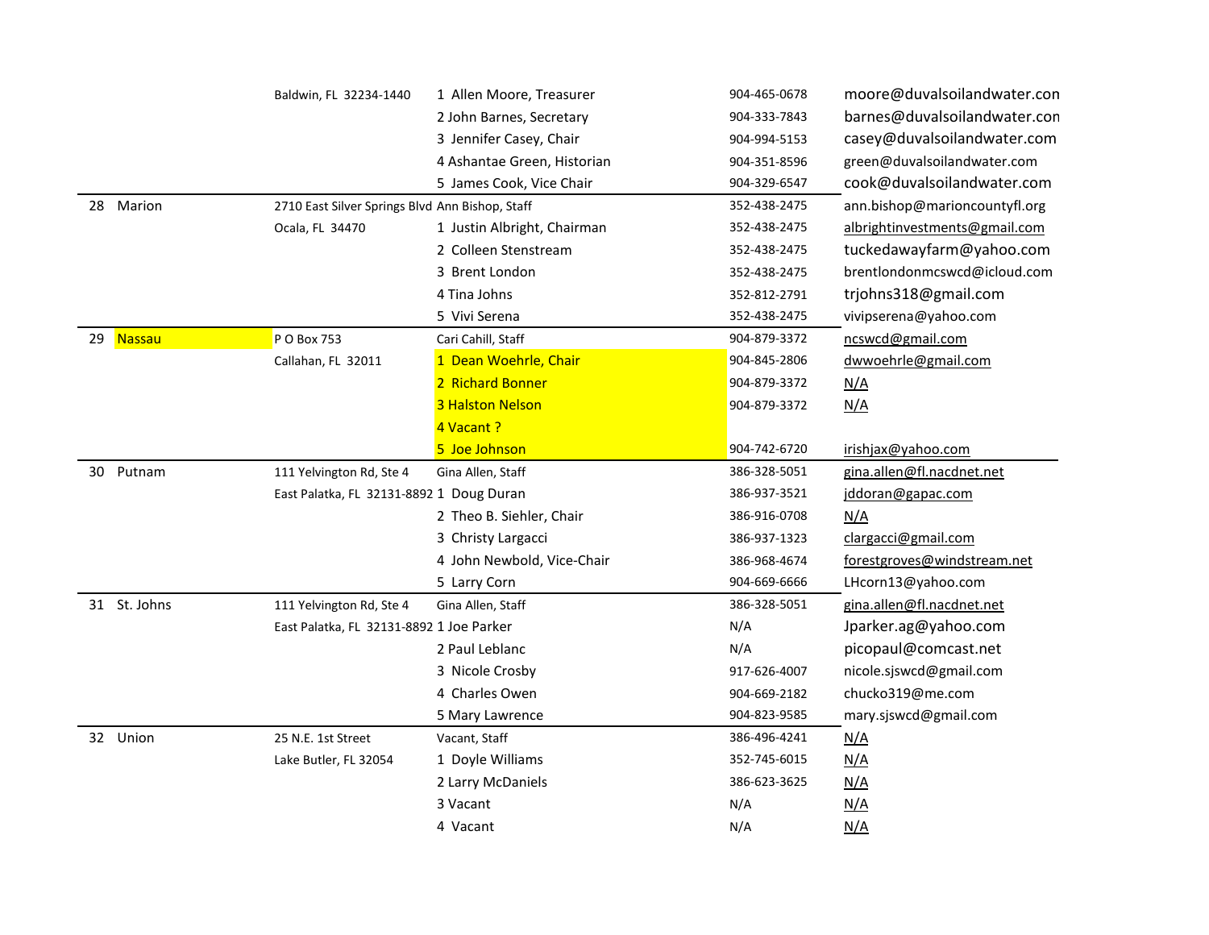| | | | | | |
|---|---|---|---|---|---|
| | | Baldwin, FL 32234-1440 | 1 Allen Moore, Treasurer | 904-465-0678 | moore@duvalsoilandwater.con |
| | | | 2 John Barnes, Secretary | 904-333-7843 | barnes@duvalsoilandwater.con |
| | | | 3 Jennifer Casey, Chair | 904-994-5153 | casey@duvalsoilandwater.com |
| | | | 4 Ashantae Green, Historian | 904-351-8596 | green@duvalsoilandwater.com |
| | | | 5 James Cook, Vice Chair | 904-329-6547 | cook@duvalsoilandwater.com |
| 28 | Marion | 2710 East Silver Springs Blvd | Ann Bishop, Staff | 352-438-2475 | ann.bishop@marioncountyfl.org |
| | | Ocala, FL 34470 | 1 Justin Albright, Chairman | 352-438-2475 | albrightinvestments@gmail.com |
| | | | 2 Colleen Stenstream | 352-438-2475 | tuckedawayfarm@yahoo.com |
| | | | 3 Brent London | 352-438-2475 | brentlondonmcswcd@icloud.com |
| | | | 4 Tina Johns | 352-812-2791 | trjohns318@gmail.com |
| | | | 5 Vivi Serena | 352-438-2475 | vivipserena@yahoo.com |
| 29 | Nassau | P O Box 753 | Cari Cahill, Staff | 904-879-3372 | ncswcd@gmail.com |
| | | Callahan, FL 32011 | 1 Dean Woehrle, Chair | 904-845-2806 | dwwoehrle@gmail.com |
| | | | 2 Richard Bonner | 904-879-3372 | N/A |
| | | | 3 Halston Nelson | 904-879-3372 | N/A |
| | | | 4 Vacant ? | | |
| | | | 5 Joe Johnson | 904-742-6720 | irishjax@yahoo.com |
| 30 | Putnam | 111 Yelvington Rd, Ste 4 | Gina Allen, Staff | 386-328-5051 | gina.allen@fl.nacdnet.net |
| | | East Palatka, FL 32131-8892 | 1 Doug Duran | 386-937-3521 | jddoran@gapac.com |
| | | | 2 Theo B. Siehler, Chair | 386-916-0708 | N/A |
| | | | 3 Christy Largacci | 386-937-1323 | clargacci@gmail.com |
| | | | 4 John Newbold, Vice-Chair | 386-968-4674 | forestgroves@windstream.net |
| | | | 5 Larry Corn | 904-669-6666 | LHcorn13@yahoo.com |
| 31 | St. Johns | 111 Yelvington Rd, Ste 4 | Gina Allen, Staff | 386-328-5051 | gina.allen@fl.nacdnet.net |
| | | East Palatka, FL 32131-8892 | 1 Joe Parker | N/A | Jparker.ag@yahoo.com |
| | | | 2 Paul Leblanc | N/A | picopaul@comcast.net |
| | | | 3 Nicole Crosby | 917-626-4007 | nicole.sjswcd@gmail.com |
| | | | 4 Charles Owen | 904-669-2182 | chucko319@me.com |
| | | | 5 Mary Lawrence | 904-823-9585 | mary.sjswcd@gmail.com |
| 32 | Union | 25 N.E. 1st Street | Vacant, Staff | 386-496-4241 | N/A |
| | | Lake Butler, FL 32054 | 1 Doyle Williams | 352-745-6015 | N/A |
| | | | 2 Larry McDaniels | 386-623-3625 | N/A |
| | | | 3 Vacant | N/A | N/A |
| | | | 4 Vacant | N/A | N/A |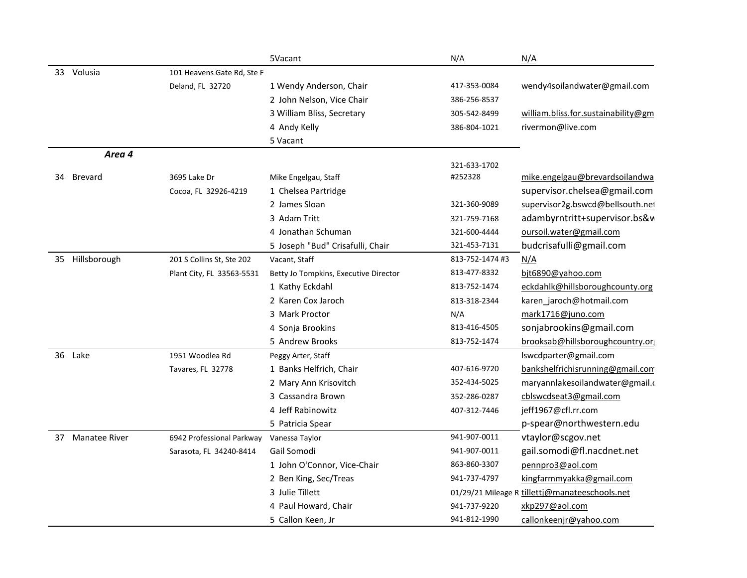| | | | | |
|---|---|---|---|---|
| | | 5Vacant | N/A | N/A |
| 33 Volusia | 101 Heavens Gate Rd, Ste F | | | |
| | Deland, FL 32720 | 1 Wendy Anderson, Chair | 417-353-0084 | wendy4soilandwater@gmail.com |
| | | 2 John Nelson, Vice Chair | 386-256-8537 | |
| | | 3 William Bliss, Secretary | 305-542-8499 | william.bliss.for.sustainability@gm |
| | | 4 Andy Kelly | 386-804-1021 | rivermon@live.com |
| | | 5 Vacant | | |
| ***Area 4*** | | | | |
| 34 Brevard | 3695 Lake Dr | Mike Engelgau, Staff | 321-633-1702 #252328 | mike.engelgau@brevardsoilandwa |
| | Cocoa, FL 32926-4219 | 1 Chelsea Partridge | | supervisor.chelsea@gmail.com |
| | | 2 James Sloan | 321-360-9089 | supervisor2g.bswcd@bellsouth.net |
| | | 3 Adam Tritt | 321-759-7168 | adambyrntritt+supervisor.bs&w |
| | | 4 Jonathan Schuman | 321-600-4444 | oursoil.water@gmail.com |
| | | 5 Joseph "Bud" Crisafulli, Chair | 321-453-7131 | budcrisafulli@gmail.com |
| 35 Hillsborough | 201 S Collins St, Ste 202 | Vacant, Staff | 813-752-1474 #3 | N/A |
| | Plant City, FL 33563-5531 | Betty Jo Tompkins, Executive Director | 813-477-8332 | bjt6890@yahoo.com |
| | | 1 Kathy Eckdahl | 813-752-1474 | eckdahlk@hillsboroughcounty.org |
| | | 2 Karen Cox Jaroch | 813-318-2344 | karen_jaroch@hotmail.com |
| | | 3 Mark Proctor | N/A | mark1716@juno.com |
| | | 4 Sonja Brookins | 813-416-4505 | sonjabrookins@gmail.com |
| | | 5 Andrew Brooks | 813-752-1474 | brooksab@hillsboroughcountry.org |
| 36 Lake | 1951 Woodlea Rd | Peggy Arter, Staff | | lswcdparter@gmail.com |
| | Tavares, FL 32778 | 1 Banks Helfrich, Chair | 407-616-9720 | bankshelfrichisrunning@gmail.com |
| | | 2 Mary Ann Krisovitch | 352-434-5025 | maryannlakesoilandwater@gmail.c |
| | | 3 Cassandra Brown | 352-286-0287 | cblswcdseat3@gmail.com |
| | | 4 Jeff Rabinowitz | 407-312-7446 | jeff1967@cfl.rr.com |
| | | 5 Patricia Spear | | p-spear@northwestern.edu |
| 37 Manatee River | 6942 Professional Parkway | Vanessa Taylor | 941-907-0011 | vtaylor@scgov.net |
| | Sarasota, FL 34240-8414 | Gail Somodi | 941-907-0011 | gail.somodi@fl.nacdnet.net |
| | | 1 John O'Connor, Vice-Chair | 863-860-3307 | pennpro3@aol.com |
| | | 2 Ben King, Sec/Treas | 941-737-4797 | kingfarmmyakka@gmail.com |
| | | 3 Julie Tillett | 01/29/21 Mileage R | tillettj@manateeschools.net |
| | | 4 Paul Howard, Chair | 941-737-9220 | xkp297@aol.com |
| | | 5 Callon Keen, Jr | 941-812-1990 | callonkeenjr@yahoo.com |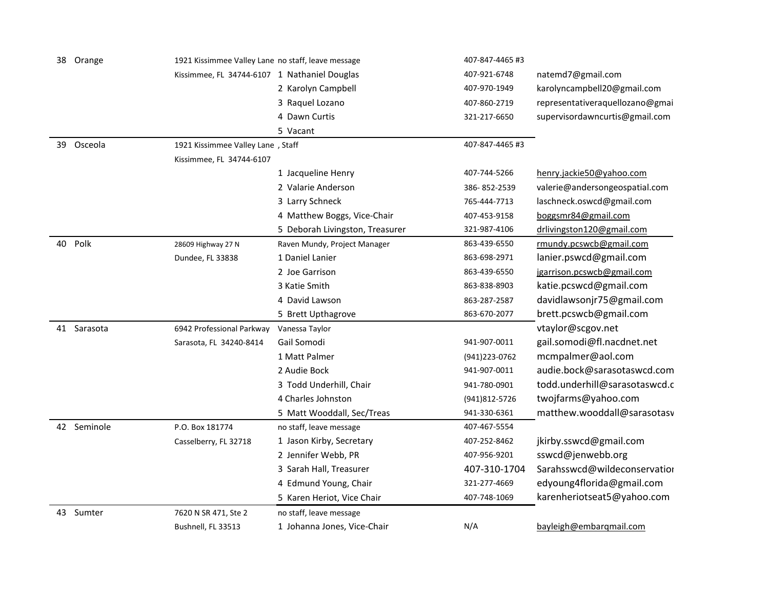| | | | | | |
|---|---|---|---|---|---|
| 38 | Orange | 1921 Kissimmee Valley Lane | no staff, leave message | 407-847-4465 #3 | |
| | | Kissimmee, FL 34744-6107 | 1 Nathaniel Douglas | 407-921-6748 | natemd7@gmail.com |
| | | | 2 Karolyn Campbell | 407-970-1949 | karolyncampbell20@gmail.com |
| | | | 3 Raquel Lozano | 407-860-2719 | representativeraquellozano@gmai |
| | | | 4 Dawn Curtis | 321-217-6650 | supervisordawncurtis@gmail.com |
| | | | 5 Vacant | | |
| 39 | Osceola | 1921 Kissimmee Valley Lane | , Staff | 407-847-4465 #3 | |
| | | Kissimmee, FL 34744-6107 | | | |
| | | | 1 Jacqueline Henry | 407-744-5266 | henry.jackie50@yahoo.com |
| | | | 2 Valarie Anderson | 386- 852-2539 | valerie@andersongeospatial.com |
| | | | 3 Larry Schneck | 765-444-7713 | laschneck.oswcd@gmail.com |
| | | | 4 Matthew Boggs, Vice-Chair | 407-453-9158 | boggsmr84@gmail.com |
| | | | 5 Deborah Livingston, Treasurer | 321-987-4106 | drlivingston120@gmail.com |
| 40 | Polk | 28609 Highway 27 N | Raven Mundy, Project Manager | 863-439-6550 | rmundy.pcswcb@gmail.com |
| | | Dundee, FL 33838 | 1 Daniel Lanier | 863-698-2971 | lanier.pswcd@gmail.com |
| | | | 2 Joe Garrison | 863-439-6550 | jgarrison.pcswcb@gmail.com |
| | | | 3 Katie Smith | 863-838-8903 | katie.pcswcd@gmail.com |
| | | | 4 David Lawson | 863-287-2587 | davidlawsonjr75@gmail.com |
| | | | 5 Brett Upthagrove | 863-670-2077 | brett.pcswcb@gmail.com |
| 41 | Sarasota | 6942 Professional Parkway | Vanessa Taylor | | vtaylor@scgov.net |
| | | Sarasota, FL 34240-8414 | Gail Somodi | 941-907-0011 | gail.somodi@fl.nacdnet.net |
| | | | 1 Matt Palmer | (941)223-0762 | mcmpalmer@aol.com |
| | | | 2 Audie Bock | 941-907-0011 | audie.bock@sarasotaswcd.com |
| | | | 3 Todd Underhill, Chair | 941-780-0901 | todd.underhill@sarasotaswcd.c |
| | | | 4 Charles Johnston | (941)812-5726 | twojfarms@yahoo.com |
| | | | 5 Matt Wooddall, Sec/Treas | 941-330-6361 | matthew.wooddall@sarasotasv |
| 42 | Seminole | P.O. Box 181774 | no staff, leave message | 407-467-5554 | |
| | | Casselberry, FL 32718 | 1 Jason Kirby, Secretary | 407-252-8462 | jkirby.sswcd@gmail.com |
| | | | 2 Jennifer Webb, PR | 407-956-9201 | sswcd@jenwebb.org |
| | | | 3 Sarah Hall, Treasurer | 407-310-1704 | Sarahsswcd@wildeconservatior |
| | | | 4 Edmund Young, Chair | 321-277-4669 | edyoung4florida@gmail.com |
| | | | 5 Karen Heriot, Vice Chair | 407-748-1069 | karenheriotseat5@yahoo.com |
| 43 | Sumter | 7620 N SR 471, Ste 2 | no staff, leave message | | |
| | | Bushnell, FL 33513 | 1 Johanna Jones, Vice-Chair | N/A | bayleigh@embarqmail.com |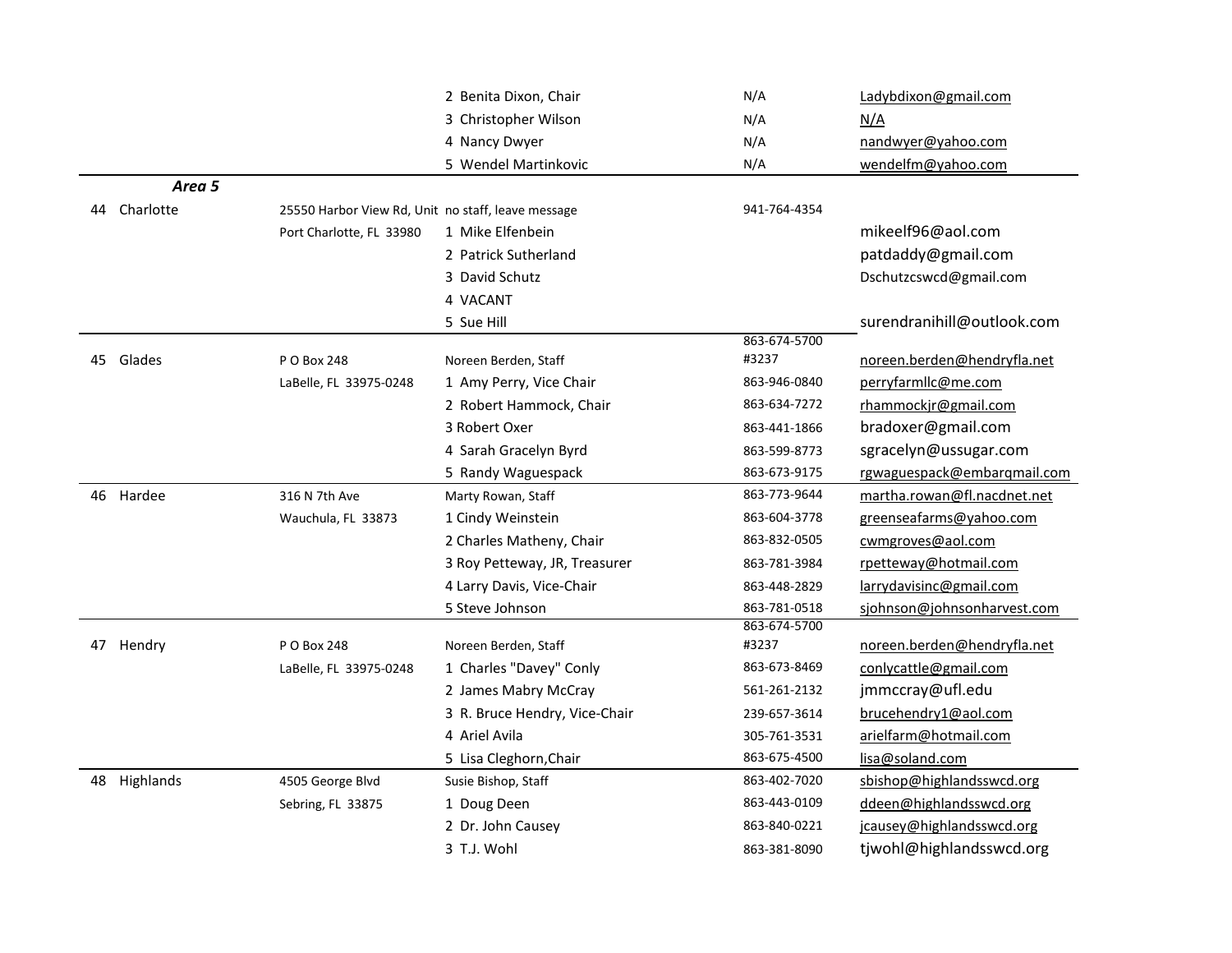| | | | | |
|---|---|---|---|---|
| | | 2 Benita Dixon, Chair | N/A | Ladybdixon@gmail.com |
| | | 3 Christopher Wilson | N/A | N/A |
| | | 4 Nancy Dwyer | N/A | nandwyer@yahoo.com |
| | | 5 Wendel Martinkovic | N/A | wendelfm@yahoo.com |
| ***Area 5*** | | | | |
| 44 Charlotte | 25550 Harbor View Rd, Unit | no staff, leave message | 941-764-4354 | |
| | Port Charlotte, FL 33980 | 1 Mike Elfenbein | | mikeelf96@aol.com |
| | | 2 Patrick Sutherland | | patdaddy@gmail.com |
| | | 3 David Schutz | | Dschutzcswcd@gmail.com |
| | | 4 VACANT | | |
| | | 5 Sue Hill | | surendranihill@outlook.com |
| 45 Glades | P O Box 248 | Noreen Berden, Staff | 863-674-5700 #3237 | noreen.berden@hendryfla.net |
| | LaBelle, FL 33975-0248 | 1 Amy Perry, Vice Chair | 863-946-0840 | perryfarmllc@me.com |
| | | 2 Robert Hammock, Chair | 863-634-7272 | rhammockjr@gmail.com |
| | | 3 Robert Oxer | 863-441-1866 | bradoxer@gmail.com |
| | | 4 Sarah Gracelyn Byrd | 863-599-8773 | sgracelyn@ussugar.com |
| | | 5 Randy Waguespack | 863-673-9175 | rgwaguespack@embarqmail.com |
| 46 Hardee | 316 N 7th Ave | Marty Rowan, Staff | 863-773-9644 | martha.rowan@fl.nacdnet.net |
| | Wauchula, FL 33873 | 1 Cindy Weinstein | 863-604-3778 | greenseafarms@yahoo.com |
| | | 2 Charles Matheny, Chair | 863-832-0505 | cwmgroves@aol.com |
| | | 3 Roy Petteway, JR, Treasurer | 863-781-3984 | rpetteway@hotmail.com |
| | | 4 Larry Davis, Vice-Chair | 863-448-2829 | larrydavisinc@gmail.com |
| | | 5 Steve Johnson | 863-781-0518 | sjohnson@johnsonharvest.com |
| 47 Hendry | P O Box 248 | Noreen Berden, Staff | 863-674-5700 #3237 | noreen.berden@hendryfla.net |
| | LaBelle, FL 33975-0248 | 1 Charles "Davey" Conly | 863-673-8469 | conlycattle@gmail.com |
| | | 2 James Mabry McCray | 561-261-2132 | jmmccray@ufl.edu |
| | | 3 R. Bruce Hendry, Vice-Chair | 239-657-3614 | brucehendry1@aol.com |
| | | 4 Ariel Avila | 305-761-3531 | arielfarm@hotmail.com |
| | | 5 Lisa Cleghorn,Chair | 863-675-4500 | lisa@soland.com |
| 48 Highlands | 4505 George Blvd | Susie Bishop, Staff | 863-402-7020 | sbishop@highlandsswcd.org |
| | Sebring, FL 33875 | 1 Doug Deen | 863-443-0109 | ddeen@highlandsswcd.org |
| | | 2 Dr. John Causey | 863-840-0221 | jcausey@highlandsswcd.org |
| | | 3 T.J. Wohl | 863-381-8090 | tjwohl@highlandsswcd.org |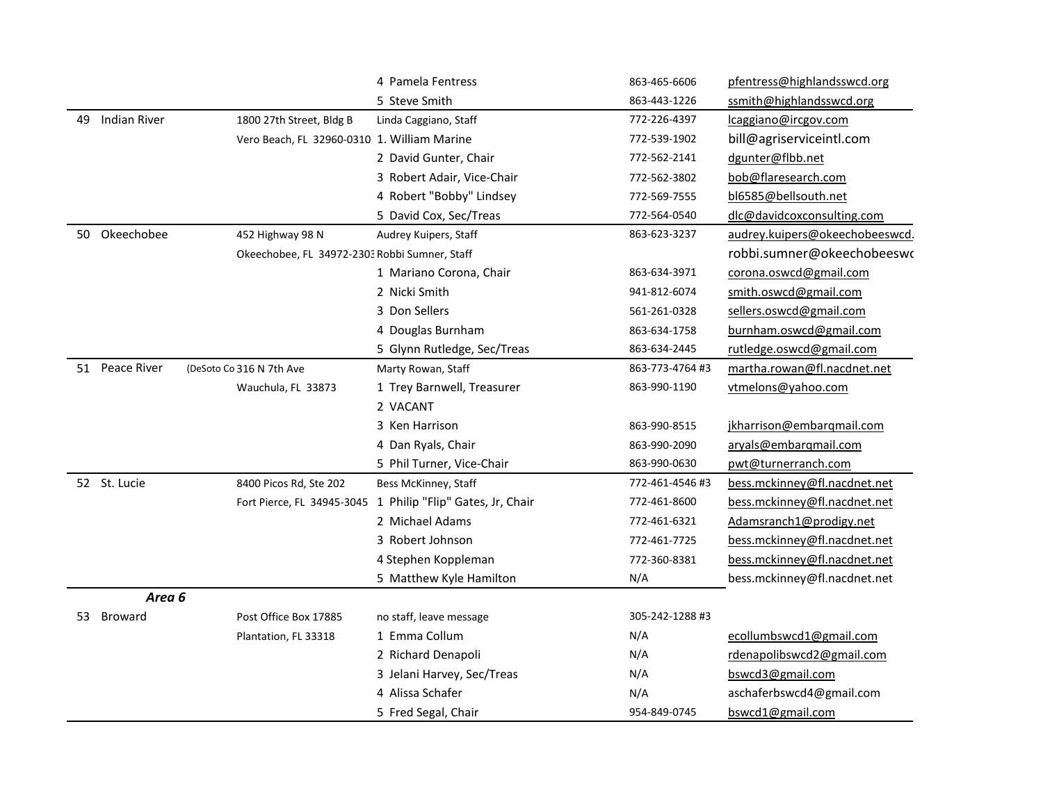| | | | | | |
|---|---|---|---|---|---|
| | | | 4 Pamela Fentress | 863-465-6606 | pfentress@highlandsswcd.org |
| | | | 5 Steve Smith | 863-443-1226 | ssmith@highlandsswcd.org |
| 49 | Indian River | 1800 27th Street, Bldg B | Linda Caggiano, Staff | 772-226-4397 | lcaggiano@ircgov.com |
| | | Vero Beach, FL 32960-0310 | 1. William Marine | 772-539-1902 | bill@agriserviceintl.com |
| | | | 2 David Gunter, Chair | 772-562-2141 | dgunter@flbb.net |
| | | | 3 Robert Adair, Vice-Chair | 772-562-3802 | bob@flaresearch.com |
| | | | 4 Robert "Bobby" Lindsey | 772-569-7555 | bl6585@bellsouth.net |
| | | | 5 David Cox, Sec/Treas | 772-564-0540 | dlc@davidcoxconsulting.com |
| 50 | Okeechobee | 452 Highway 98 N | Audrey Kuipers, Staff | 863-623-3237 | audrey.kuipers@okeechobeeswcd. |
| | | Okeechobee, FL 34972-2303 | Robbi Sumner, Staff | | robbi.sumner@okeechobeeswc |
| | | | 1 Mariano Corona, Chair | 863-634-3971 | corona.oswcd@gmail.com |
| | | | 2 Nicki Smith | 941-812-6074 | smith.oswcd@gmail.com |
| | | | 3 Don Sellers | 561-261-0328 | sellers.oswcd@gmail.com |
| | | | 4 Douglas Burnham | 863-634-1758 | burnham.oswcd@gmail.com |
| | | | 5 Glynn Rutledge, Sec/Treas | 863-634-2445 | rutledge.oswcd@gmail.com |
| 51 | Peace River | (DeSoto Co 316 N 7th Ave | Marty Rowan, Staff | 863-773-4764 #3 | martha.rowan@fl.nacdnet.net |
| | | Wauchula, FL 33873 | 1 Trey Barnwell, Treasurer | 863-990-1190 | vtmelons@yahoo.com |
| | | | 2 VACANT | | |
| | | | 3 Ken Harrison | 863-990-8515 | jkharrison@embarqmail.com |
| | | | 4 Dan Ryals, Chair | 863-990-2090 | aryals@embarqmail.com |
| | | | 5 Phil Turner, Vice-Chair | 863-990-0630 | pwt@turnerranch.com |
| 52 | St. Lucie | 8400 Picos Rd, Ste 202 | Bess McKinney, Staff | 772-461-4546 #3 | bess.mckinney@fl.nacdnet.net |
| | | Fort Pierce, FL 34945-3045 | 1 Philip "Flip" Gates, Jr, Chair | 772-461-8600 | bess.mckinney@fl.nacdnet.net |
| | | | 2 Michael Adams | 772-461-6321 | Adamsranch1@prodigy.net |
| | | | 3 Robert Johnson | 772-461-7725 | bess.mckinney@fl.nacdnet.net |
| | | | 4 Stephen Koppleman | 772-360-8381 | bess.mckinney@fl.nacdnet.net |
| | | | 5 Matthew Kyle Hamilton | N/A | bess.mckinney@fl.nacdnet.net |
| | ***Area 6*** | | | | |
| 53 | Broward | Post Office Box 17885 | no staff, leave message | 305-242-1288 #3 | |
| | | Plantation, FL 33318 | 1 Emma Collum | N/A | ecollumbswcd1@gmail.com |
| | | | 2 Richard Denapoli | N/A | rdenapolibswcd2@gmail.com |
| | | | 3 Jelani Harvey, Sec/Treas | N/A | bswcd3@gmail.com |
| | | | 4 Alissa Schafer | N/A | aschaferbswcd4@gmail.com |
| | | | 5 Fred Segal, Chair | 954-849-0745 | bswcd1@gmail.com |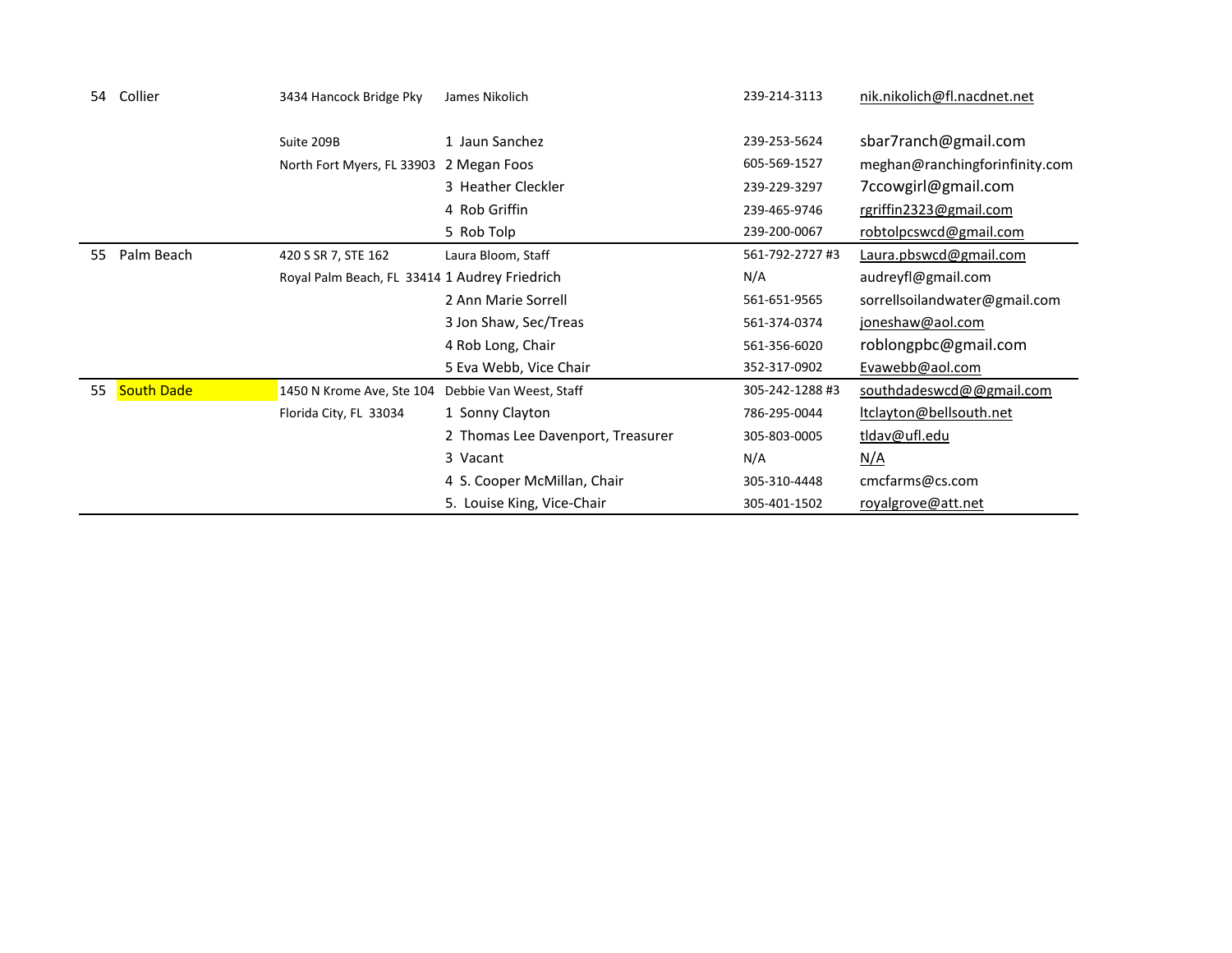| | | | | | |
|---|---|---|---|---|---|
| 54 | Collier | 3434 Hancock Bridge Pky | James Nikolich | 239-214-3113 | nik.nikolich@fl.nacdnet.net |
| | | Suite 209B | 1 Jaun Sanchez | 239-253-5624 | sbar7ranch@gmail.com |
| | | North Fort Myers, FL 33903 | 2 Megan Foos | 605-569-1527 | meghan@ranchingforinfinity.com |
| | | | 3 Heather Cleckler | 239-229-3297 | 7ccowgirl@gmail.com |
| | | | 4 Rob Griffin | 239-465-9746 | rgriffin2323@gmail.com |
| | | | 5 Rob Tolp | 239-200-0067 | robtolpcswcd@gmail.com |
| 55 | Palm Beach | 420 S SR 7, STE 162 | Laura Bloom, Staff | 561-792-2727 #3 | Laura.pbswcd@gmail.com |
| | | Royal Palm Beach, FL 33414 | 1 Audrey Friedrich | N/A | audreyfl@gmail.com |
| | | | 2 Ann Marie Sorrell | 561-651-9565 | sorrellsoilandwater@gmail.com |
| | | | 3 Jon Shaw, Sec/Treas | 561-374-0374 | joneshaw@aol.com |
| | | | 4 Rob Long, Chair | 561-356-6020 | roblongpbc@gmail.com |
| | | | 5 Eva Webb, Vice Chair | 352-317-0902 | Evawebb@aol.com |
| 55 | South Dade | 1450 N Krome Ave, Ste 104 | Debbie Van Weest, Staff | 305-242-1288 #3 | southdadeswcd@@gmail.com |
| | | Florida City, FL 33034 | 1 Sonny Clayton | 786-295-0044 | ltclayton@bellsouth.net |
| | | | 2 Thomas Lee Davenport, Treasurer | 305-803-0005 | tldav@ufl.edu |
| | | | 3 Vacant | N/A | N/A |
| | | | 4 S. Cooper McMillan, Chair | 305-310-4448 | cmcfarms@cs.com |
| | | | 5. Louise King, Vice-Chair | 305-401-1502 | royalgrove@att.net |